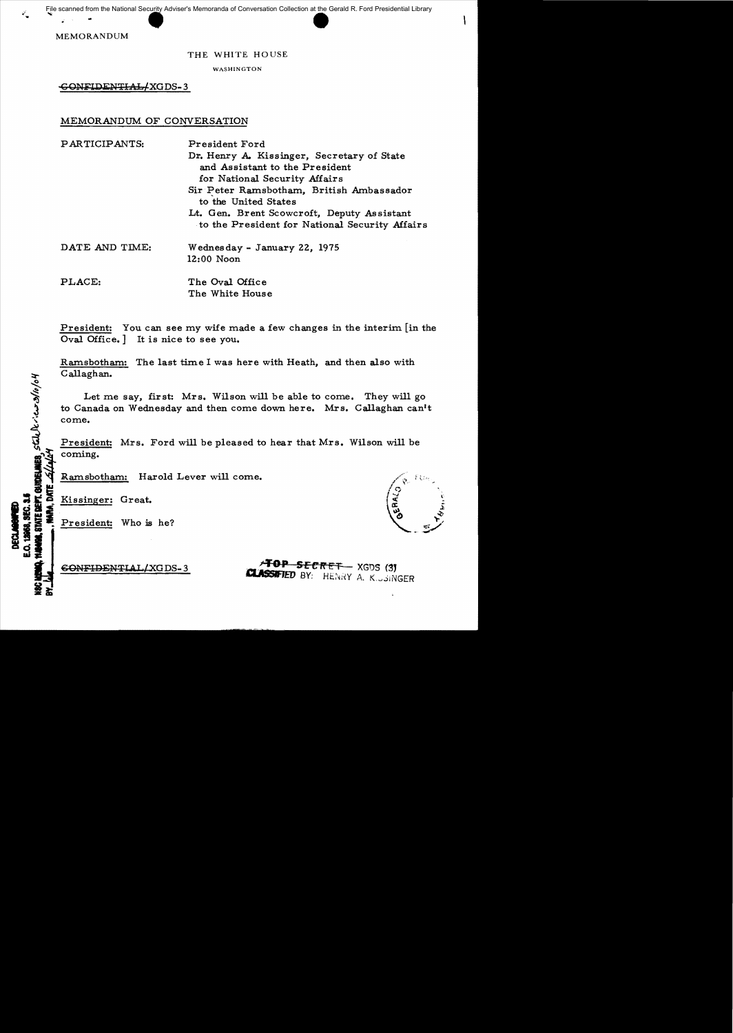File scanned from the National Security Adviser's Memoranda of Conversation Collection at the Gerald R. Ford Presidential Library

MEMORANDUM

THE WHITE HOUSE

WASHINGTON

~~CONFIDENTIAL~~/XGDS-3

MEMORANDUM OF CONVERSATION

PARTICIPANTS: President Ford
Dr. Henry A. Kissinger, Secretary of State and Assistant to the President for National Security Affairs
Sir Peter Ramsbotham, British Ambassador to the United States
Lt. Gen. Brent Scowcroft, Deputy Assistant to the President for National Security Affairs

DATE AND TIME: Wednesday - January 22, 1975
12:00 Noon

PLACE: The Oval Office
The White House

President: You can see my wife made a few changes in the interim [in the Oval Office.] It is nice to see you.

Ramsbotham: The last time I was here with Heath, and then also with Callaghan.

Let me say, first: Mrs. Wilson will be able to come. They will go to Canada on Wednesday and then come down here. Mrs. Callaghan can't come.

President: Mrs. Ford will be pleased to hear that Mrs. Wilson will be coming.

Ramsbotham: Harold Lever will come.

Kissinger: Great.

President: Who is he?

DECLASSIFIED
E.O. 12958, SEC. 3.5
NSC MEMO, 11/24/98, STATE DEPT. GUIDELINES, State Review 3/10/04
BY ___, NARA, DATE 5/4/04

~~CONFIDENTIAL~~/XGDS-3

~~TOP SECRET~~ XGDS (3)
CLASSIFIED BY: HENRY A. KISSINGER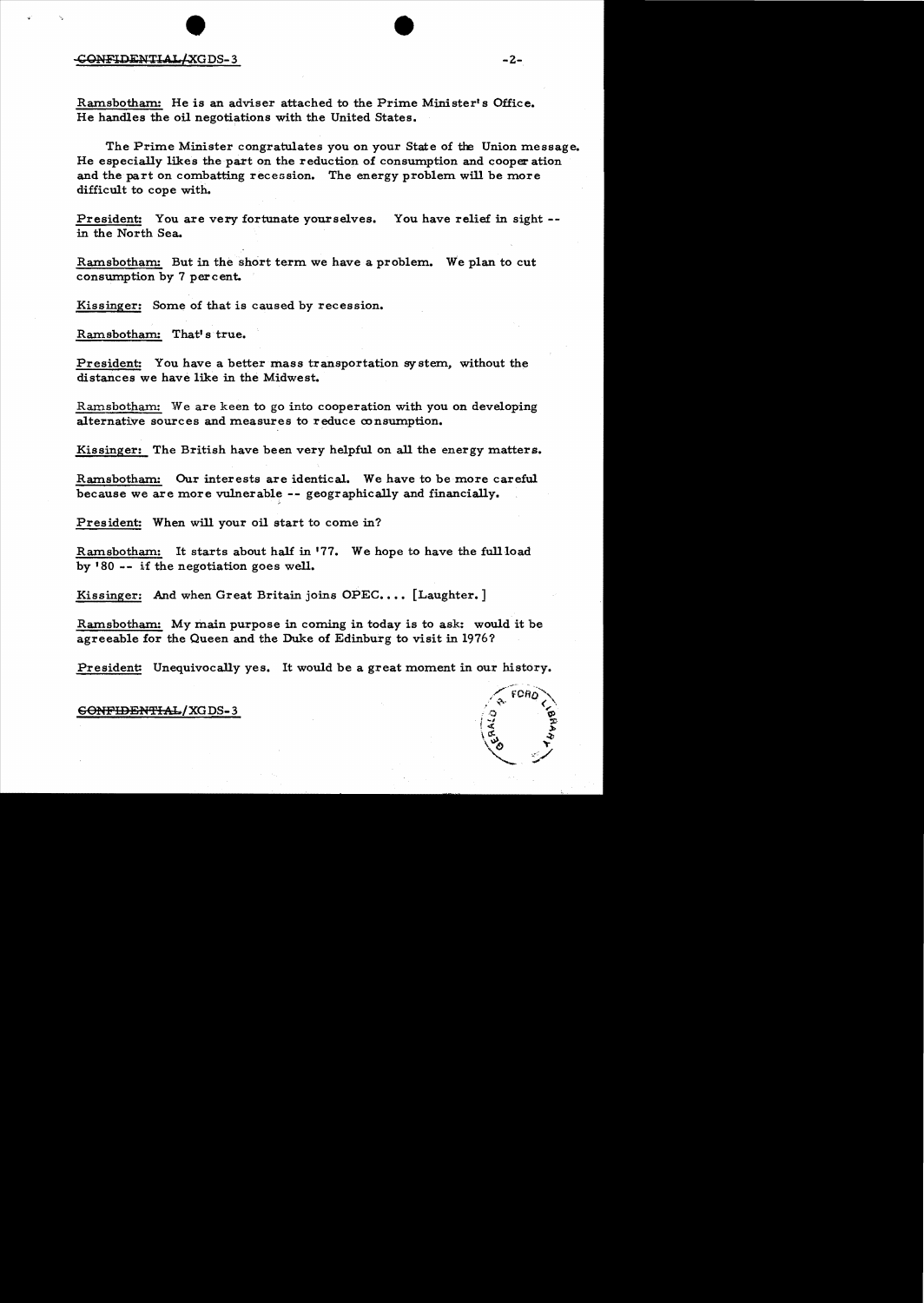Ramsbotham: He is an adviser attached to the Prime Minister's Office. He handles the oil negotiations with the United States.

The Prime Minister congratulates you on your State of the Union message. He especially likes the part on the reduction of consumption and cooperation and the part on combatting recession. The energy problem will be more difficult to cope with.

President: You are very fortunate yourselves. You have relief in sight -- in the North Sea.

Ramsbotham: But in the short term we have a problem. We plan to cut consumption by 7 percent.

Kissinger: Some of that is caused by recession.

Ramsbotham: That's true.

President: You have a better mass transportation system, without the distances we have like in the Midwest.

Ramsbotham: We are keen to go into cooperation with you on developing alternative sources and measures to reduce consumption.

Kissinger: The British have been very helpful on all the energy matters.

Ramsbotham: Our interests are identical. We have to be more careful because we are more vulnerable -- geographically and financially.

President: When will your oil start to come in?

Ramsbotham: It starts about half in '77. We hope to have the full load by '80 -- if the negotiation goes well.

Kissinger: And when Great Britain joins OPEC.... [Laughter.]

Ramsbotham: My main purpose in coming in today is to ask: would it be agreeable for the Queen and the Duke of Edinburg to visit in 1976?

President: Unequivocally yes. It would be a great moment in our history.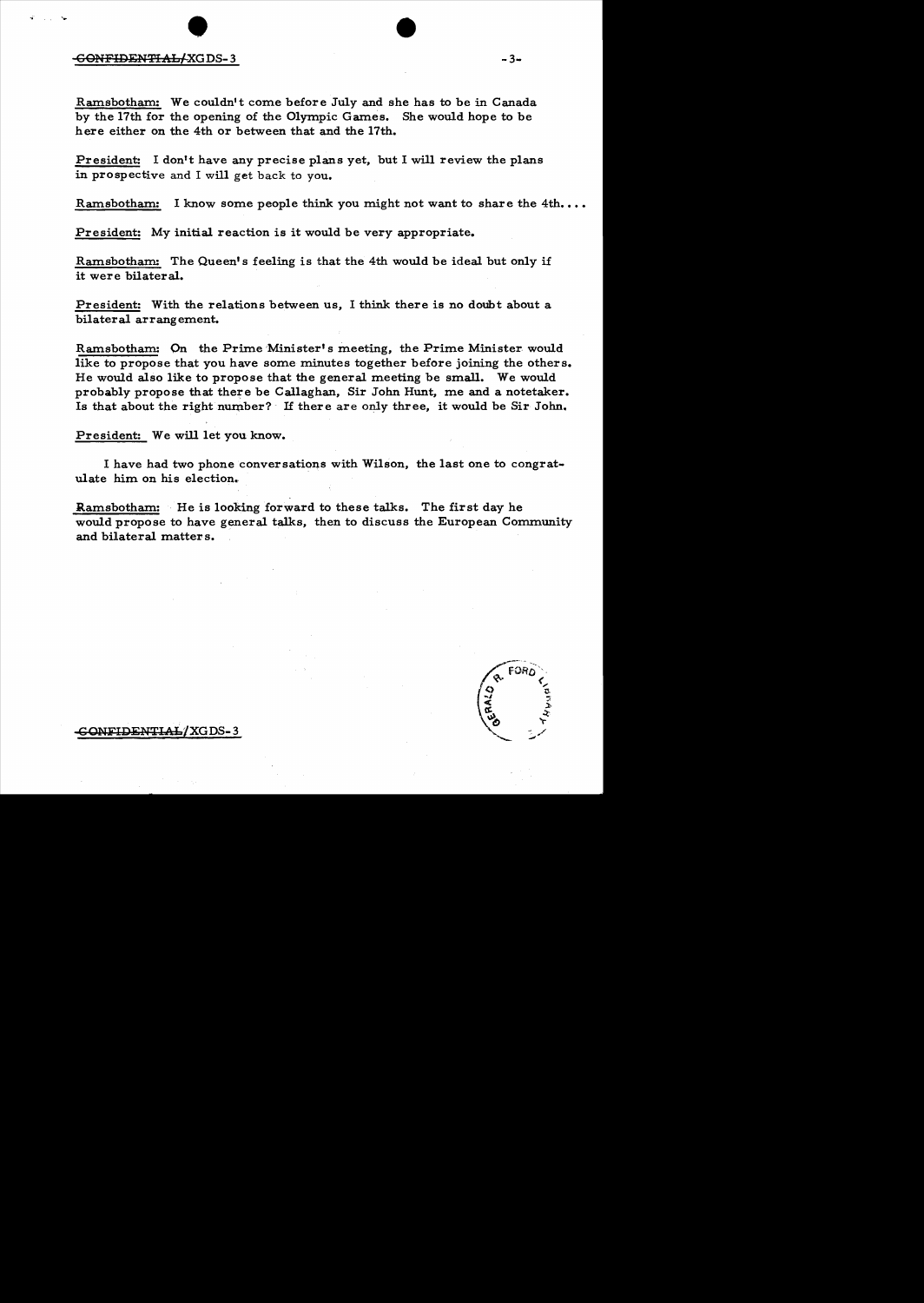Ramsbotham: We couldn't come before July and she has to be in Canada by the 17th for the opening of the Olympic Games. She would hope to be here either on the 4th or between that and the 17th.

President: I don't have any precise plans yet, but I will review the plans in prospective and I will get back to you.

Ramsbotham: I know some people think you might not want to share the 4th....

President: My initial reaction is it would be very appropriate.

Ramsbotham: The Queen's feeling is that the 4th would be ideal but only if it were bilateral.

President: With the relations between us, I think there is no doubt about a bilateral arrangement.

Ramsbotham: On the Prime Minister's meeting, the Prime Minister would like to propose that you have some minutes together before joining the others. He would also like to propose that the general meeting be small. We would probably propose that there be Callaghan, Sir John Hunt, me and a notetaker. Is that about the right number? If there are only three, it would be Sir John.

President: We will let you know.

I have had two phone conversations with Wilson, the last one to congratulate him on his election.

Ramsbotham: He is looking forward to these talks. The first day he would propose to have general talks, then to discuss the European Community and bilateral matters.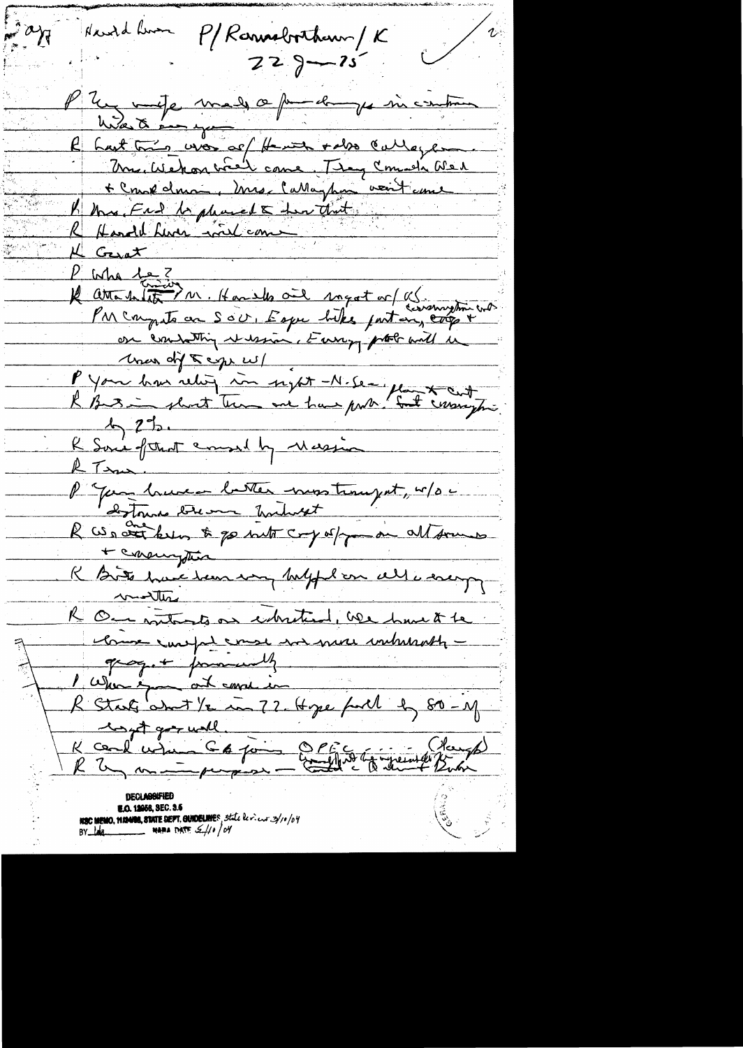Harold Lever P/Rowlands/K 2
22 Jan 75

P My wife made a few changes in certain
Wes to see you
R Last time we are of/ Heath + also Callaghan.
Mrs. Wilson didn't come. They consider Wed
+ Cross down. Mrs. Callaghan won't come
K Mrs. Ford so pleased to hear that.
R Harold Lever will come
K Great
P Who he?
R Attended in M. Handles oil import w/ US. conserving
PM Compts on SOU. E open like part any corp +
on contacting us since. Energy probl will be
be one of the topics w/
P You have nothing in sight — N. Sea. plan + cut
R But in short term we have prob. But conserving
by 2%.
K Some of that caused by recession
R True.
P Your brand better most recent, w/o c
destroying but
R We are not keen to go into copy of you on alt sources
+ consumption
R But have been very helpful on all energy
matters
R Our interests are identical. We have to be
more careful cause we are more vulnerable —
geog. + financially
P When your oil come in
R Starts about 1/2 in 77. Hope full by 80 — by
budget goes well.
K Could when CG joins OPEC — (Laughs)
R Tiny m— purpose — Goodbye to the aggressiveness of... + Dutch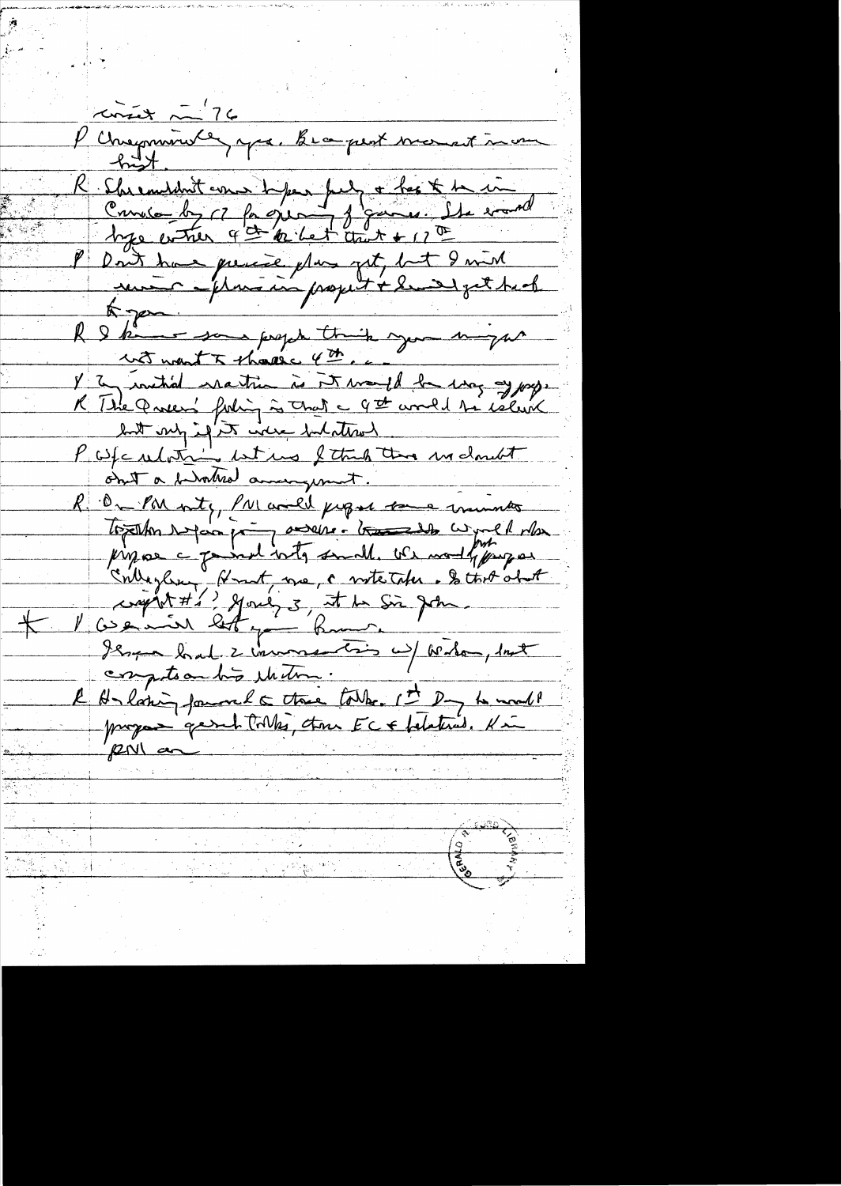visit in '76

P Unequivocally yes. Best point must in our first.

R She couldn't come before July + has to be in Canada by 17 for opening of games. She would hope either 4th or between that + 17th

P Don't have precise plans yet, but I will review plans in prospect + will get back to you.

R I know some people think you might not want to share 4th...

P My initial reaction is it would be very appropriate.

R The Queen's feeling is that the 4th would be ideal but only if it were bilateral

P We would want it as I think there no doubt about a bilateral arrangement.

R On PM visit, PM would propose some minutes together before joint session. Would also propose a general talk small. We would propose Callaghan, Hunt, me, a note taker. Is that about right? #1? If only 3, it be Sir John.

* P We will let you know.

Hunt had 2 conversations w/ Wilson, but contents his letter.

R He looking forward to these talks. 1st Day he would propose general talks, then EC + bilateral. Have PM an